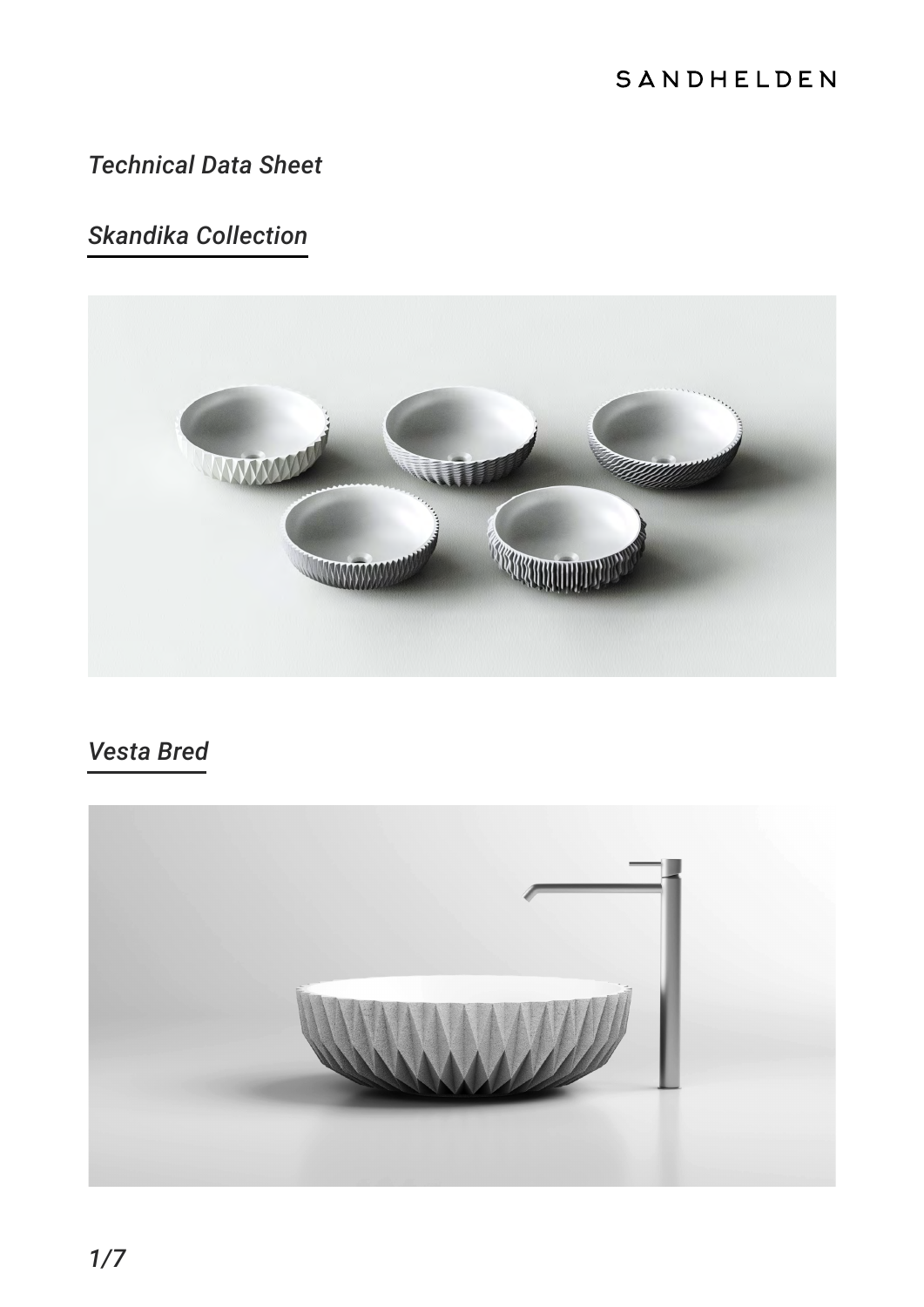SANDHELDEN

*Technical Data Sheet*

## *Skandika Collection*

## *Vesta Bred*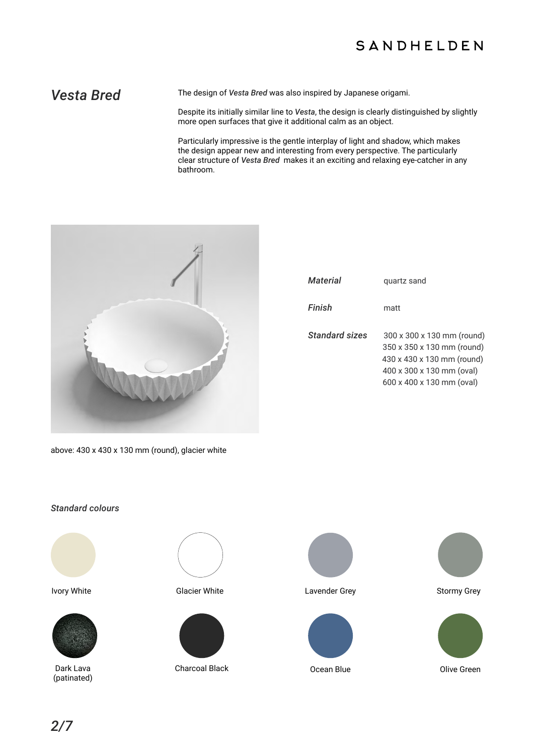# *Vesta Bred*

The design of ***Vesta Bred*** was also inspired by Japanese origami.

Despite its initially similar line to ***Vesta***, the design is clearly distinguished by slightly more open surfaces that give it additional calm as an object.

Particularly impressive is the gentle interplay of light and shadow, which makes the design appear new and interesting from every perspective. The particularly clear structure of ***Vesta Bred*** makes it an exciting and relaxing eye-catcher in any bathroom.

above: 430 x 430 x 130 mm (round), glacier white

| | |
|---|---|
| ***Material*** | quartz sand |
| ***Finish*** | matt |
| ***Standard sizes*** | 300 x 300 x 130 mm (round)<br>350 x 350 x 130 mm (round)<br>430 x 430 x 130 mm (round)<br>400 x 300 x 130 mm (oval)<br>600 x 400 x 130 mm (oval) |

***Standard colours***

- Ivory White
- Glacier White
- Lavender Grey
- Stormy Grey
- Dark Lava (patinated)
- Charcoal Black
- Ocean Blue
- Olive Green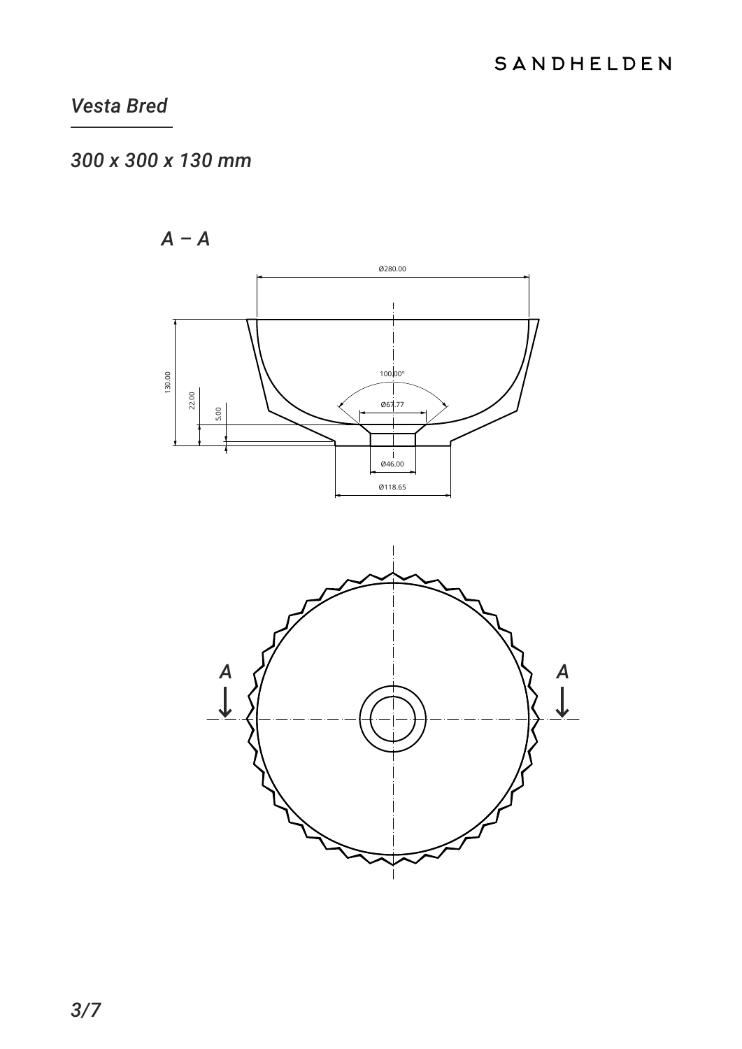# Vesta Bred

*300 x 300 x 130 mm*

*A – A*

Ø280.00

130.00

22.00

5.00

100.00°

Ø67.77

Ø46.00

Ø118.65

A

A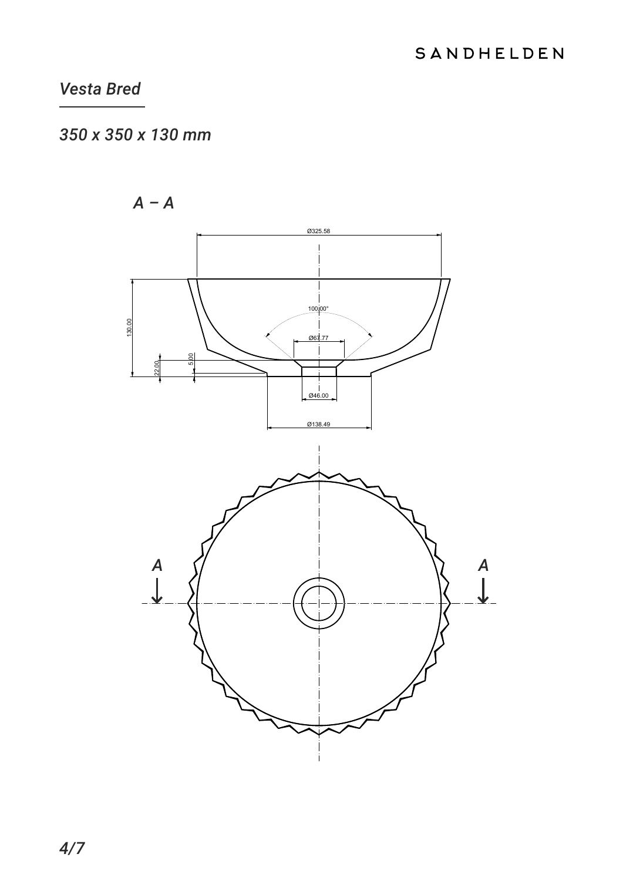*Vesta Bred*

*350 x 350 x 130 mm*

*A – A*

Ø325.58

130.00

100.00°

Ø67.77

5.00

22.00

Ø46.00

Ø138.49

A

A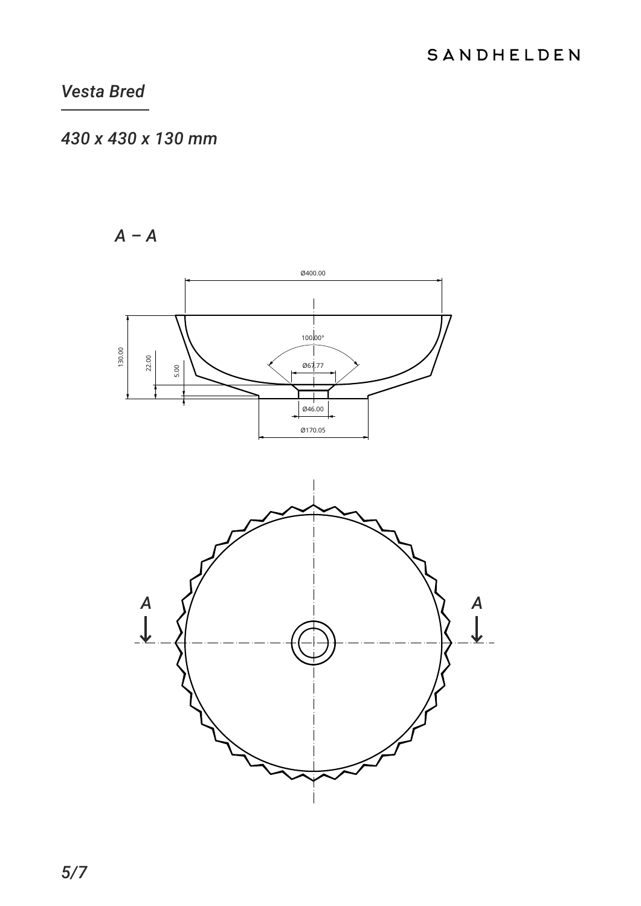*Vesta Bred*

*430 x 430 x 130 mm*

*A – A*

Ø400.00

100.00°

Ø67.77

130.00

22.00

5.00

Ø46.00

Ø170.05

A

A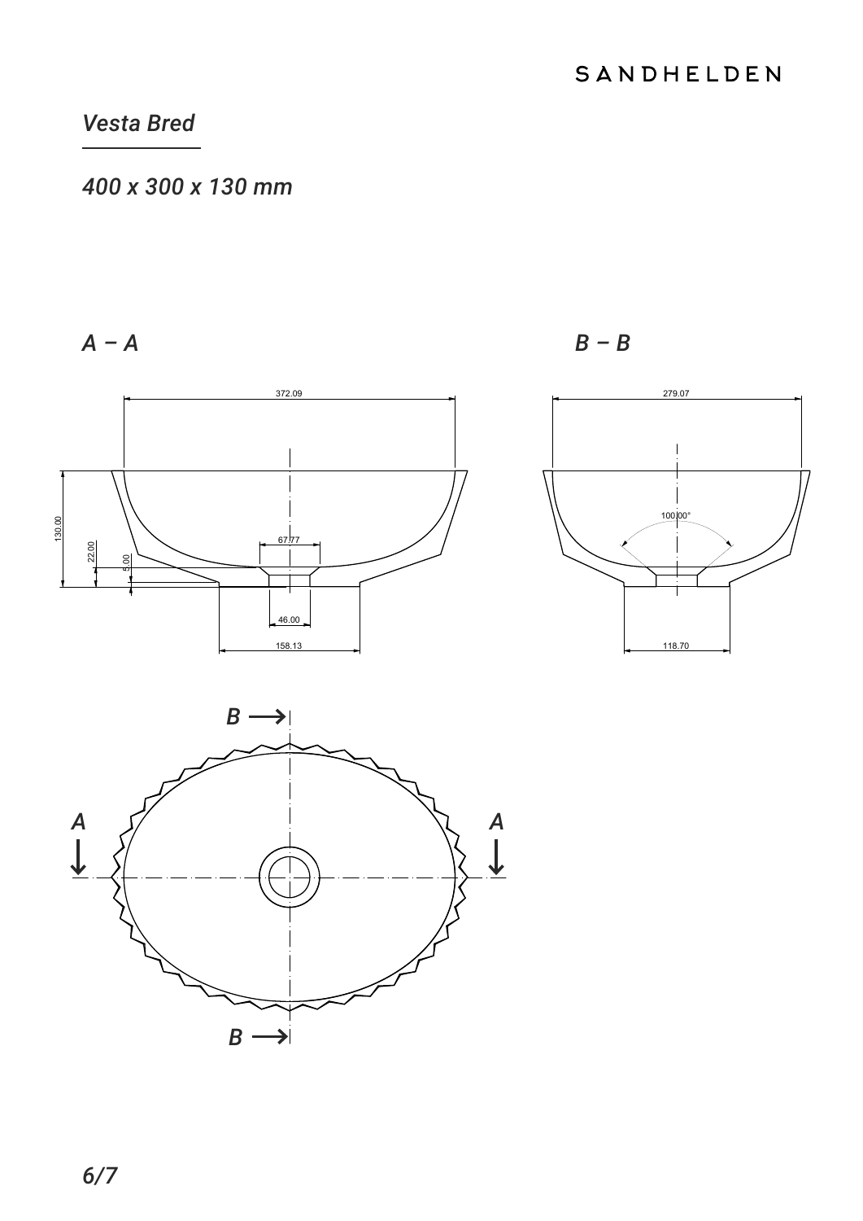## *Vesta Bred*

*400 x 300 x 130 mm*

*A – A*

372.09

130.00

22.00

5.00

67.77

46.00

158.13

*B – B*

279.07

100.00°

118.70

*B →*

*A*

*A*

*B →*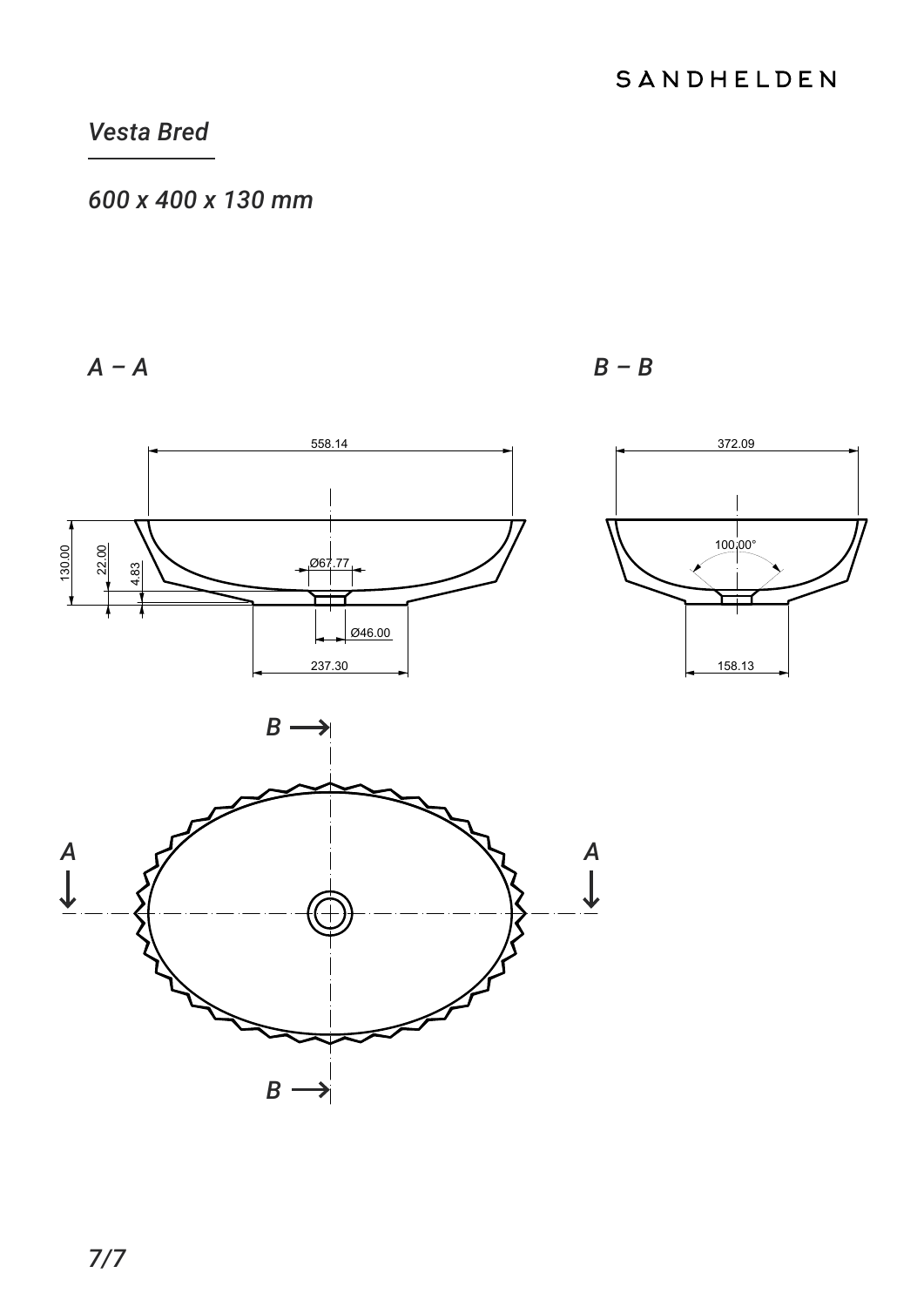SANDHELDEN

*Vesta Bred*

*600 x 400 x 130 mm*

*A – A*

*B – B*

558.14

130.00

22.00

4.83

Ø67.77

Ø46.00

237.30

372.09

100.00°

158.13

*B*

*A*

*A*

*B*